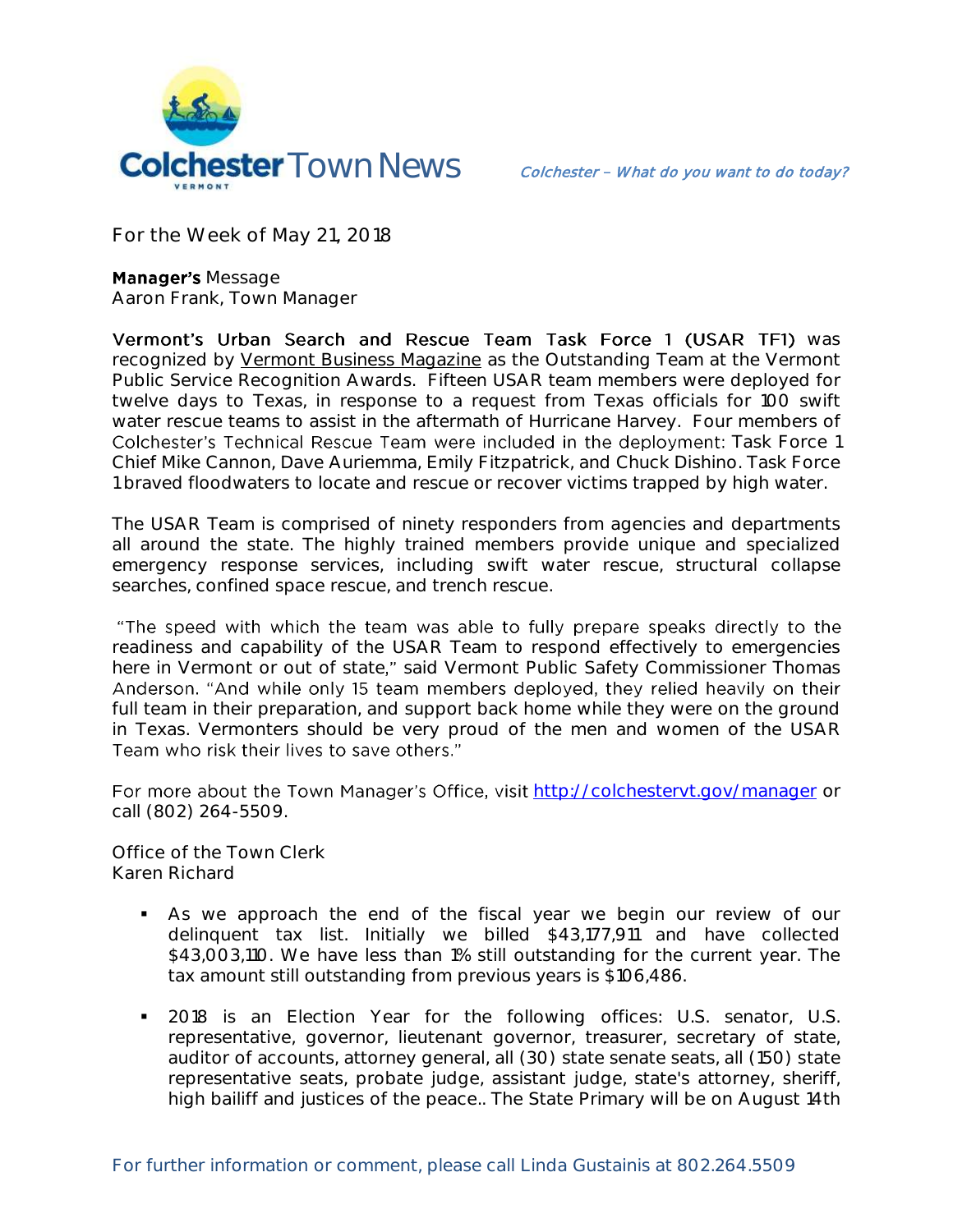# Colchester Town News

*Colchester – What do you want to do today?*

For the Week of May 21, 2018

**Manager's** Message
Aaron Frank, Town Manager

**Vermont's Urban Search and Rescue Team Task Force 1 (USAR TF1)** was recognized by Vermont Business Magazine as the Outstanding Team at the Vermont Public Service Recognition Awards. Fifteen USAR team members were deployed for twelve days to Texas, in response to a request from Texas officials for 100 swift water rescue teams to assist in the aftermath of Hurricane Harvey. Four members of Colchester's Technical Rescue Team were included in the deployment: Task Force 1 Chief Mike Cannon, Dave Auriemma, Emily Fitzpatrick, and Chuck Dishino. Task Force 1 braved floodwaters to locate and rescue or recover victims trapped by high water.

The USAR Team is comprised of ninety responders from agencies and departments all around the state. The highly trained members provide unique and specialized emergency response services, including swift water rescue, structural collapse searches, confined space rescue, and trench rescue.

"The speed with which the team was able to fully prepare speaks directly to the readiness and capability of the USAR Team to respond effectively to emergencies here in Vermont or out of state," said Vermont Public Safety Commissioner Thomas Anderson. "And while only 15 team members deployed, they relied heavily on their full team in their preparation, and support back home while they were on the ground in Texas. Vermonters should be very proud of the men and women of the USAR Team who risk their lives to save others."

For more about the Town Manager's Office, visit http://colchestervt.gov/manager or call (802) 264-5509.

Office of the Town Clerk
Karen Richard

- As we approach the end of the fiscal year we begin our review of our delinquent tax list. Initially we billed $43,177,911 and have collected $43,003,110. We have less than 1% still outstanding for the current year. The tax amount still outstanding from previous years is $106,486.

- 2018 is an Election Year for the following offices: U.S. senator, U.S. representative, governor, lieutenant governor, treasurer, secretary of state, auditor of accounts, attorney general, all (30) state senate seats, all (150) state representative seats, probate judge, assistant judge, state's attorney, sheriff, high bailiff and justices of the peace.. The State Primary will be on August 14th

For further information or comment, please call Linda Gustainis at 802.264.5509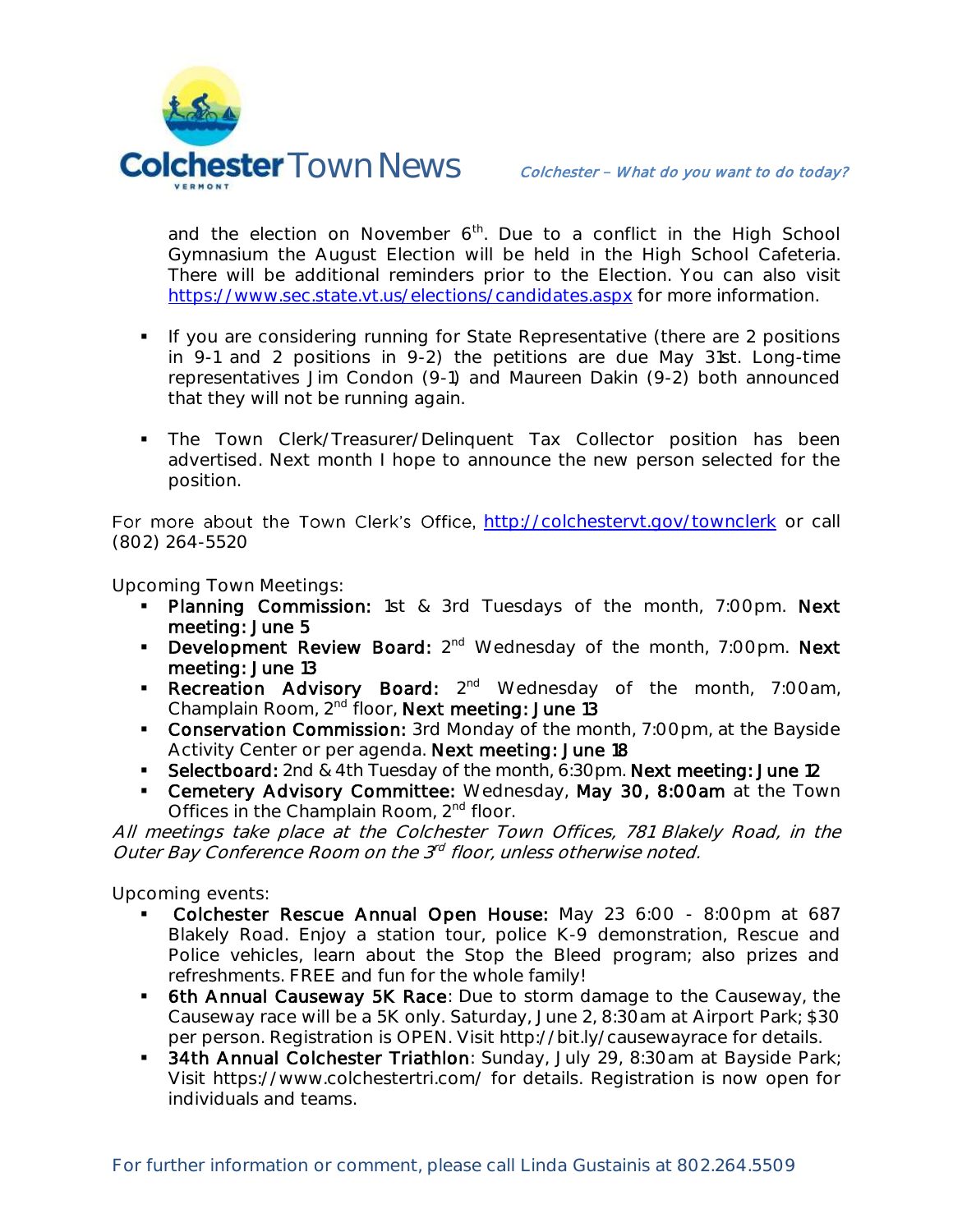and the election on November 6th. Due to a conflict in the High School Gymnasium the August Election will be held in the High School Cafeteria. There will be additional reminders prior to the Election. You can also visit https://www.sec.state.vt.us/elections/candidates.aspx for more information.

- If you are considering running for State Representative (there are 2 positions in 9-1 and 2 positions in 9-2) the petitions are due May 31st. Long-time representatives Jim Condon (9-1) and Maureen Dakin (9-2) both announced that they will not be running again.

- The Town Clerk/Treasurer/Delinquent Tax Collector position has been advertised. Next month I hope to announce the new person selected for the position.

For more about the Town Clerk's Office, http://colchestervt.gov/townclerk or call (802) 264-5520

Upcoming Town Meetings:

- **Planning Commission:** 1st & 3rd Tuesdays of the month, 7:00pm. **Next meeting: June 5**
- **Development Review Board:** 2nd Wednesday of the month, 7:00pm. **Next meeting: June 13**
- **Recreation Advisory Board:** 2nd Wednesday of the month, 7:00am, Champlain Room, 2nd floor, **Next meeting: June 13**
- **Conservation Commission:** 3rd Monday of the month, 7:00pm, at the Bayside Activity Center or per agenda. **Next meeting: June 18**
- **Selectboard:** 2nd & 4th Tuesday of the month, 6:30pm. **Next meeting: June 12**
- **Cemetery Advisory Committee:** Wednesday, **May 30, 8:00am** at the Town Offices in the Champlain Room, 2nd floor.

*All meetings take place at the Colchester Town Offices, 781 Blakely Road, in the Outer Bay Conference Room on the 3rd floor, unless otherwise noted.*

Upcoming events:

- **Colchester Rescue Annual Open House:** May 23 6:00 - 8:00pm at 687 Blakely Road. Enjoy a station tour, police K-9 demonstration, Rescue and Police vehicles, learn about the Stop the Bleed program; also prizes and refreshments. FREE and fun for the whole family!
- **6th Annual Causeway 5K Race**: Due to storm damage to the Causeway, the Causeway race will be a 5K only. Saturday, June 2, 8:30am at Airport Park; $30 per person. Registration is OPEN. Visit http://bit.ly/causewayrace for details.
- **34th Annual Colchester Triathlon**: Sunday, July 29, 8:30am at Bayside Park; Visit https://www.colchestertri.com/ for details. Registration is now open for individuals and teams.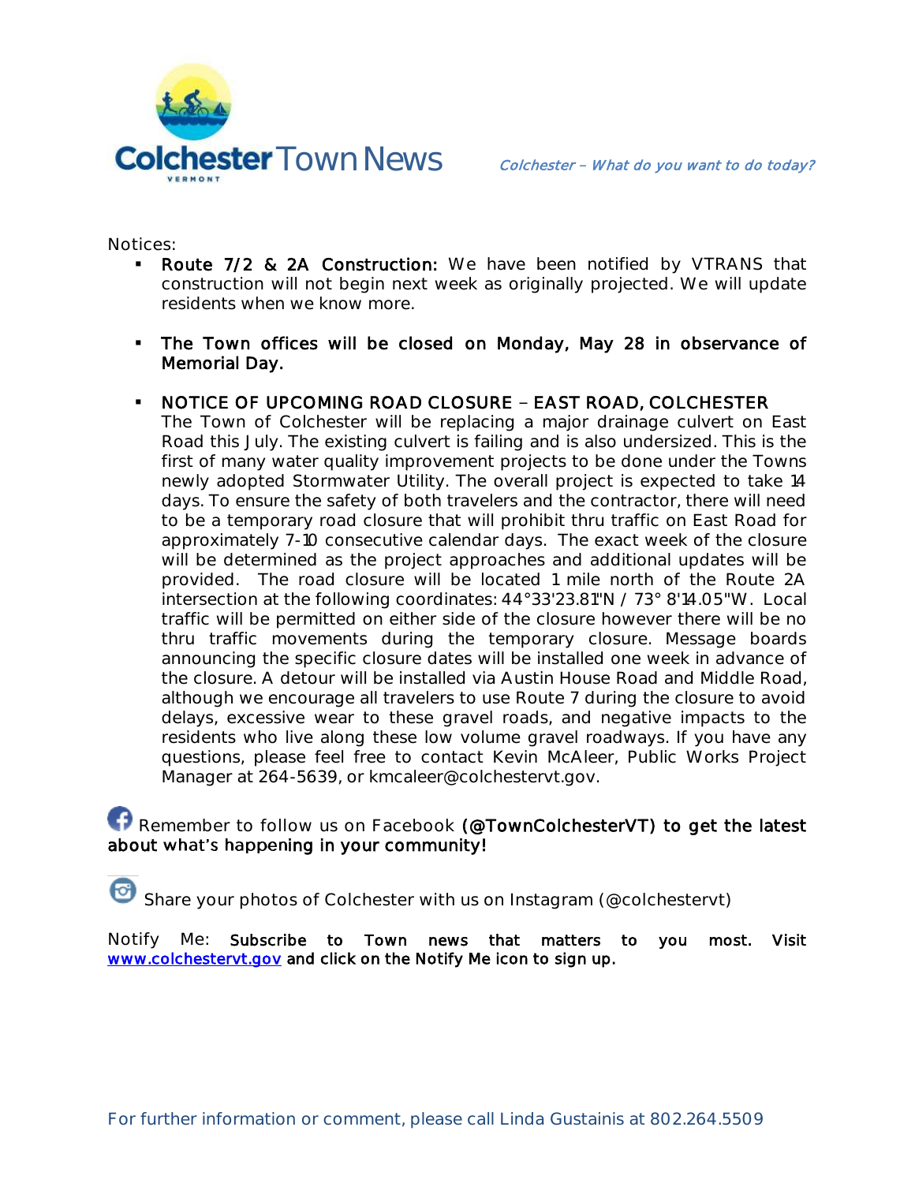Colchester Town News

*Colchester – What do you want to do today?*

Notices:

- **Route 7/2 & 2A Construction:** We have been notified by VTRANS that construction will not begin next week as originally projected. We will update residents when we know more.

- **The Town offices will be closed on Monday, May 28 in observance of Memorial Day.**

- **NOTICE OF UPCOMING ROAD CLOSURE – EAST ROAD, COLCHESTER**
  The Town of Colchester will be replacing a major drainage culvert on East Road this July. The existing culvert is failing and is also undersized. This is the first of many water quality improvement projects to be done under the Towns newly adopted Stormwater Utility. The overall project is expected to take 14 days. To ensure the safety of both travelers and the contractor, there will need to be a temporary road closure that will prohibit thru traffic on East Road for approximately 7-10 consecutive calendar days. The exact week of the closure will be determined as the project approaches and additional updates will be provided. The road closure will be located 1 mile north of the Route 2A intersection at the following coordinates: 44°33'23.81"N / 73° 8'14.05"W. Local traffic will be permitted on either side of the closure however there will be no thru traffic movements during the temporary closure. Message boards announcing the specific closure dates will be installed one week in advance of the closure. A detour will be installed via Austin House Road and Middle Road, although we encourage all travelers to use Route 7 during the closure to avoid delays, excessive wear to these gravel roads, and negative impacts to the residents who live along these low volume gravel roadways. If you have any questions, please feel free to contact Kevin McAleer, Public Works Project Manager at 264-5639, or kmcaleer@colchestervt.gov.

Remember to follow us on Facebook **(@TownColchesterVT) to get the latest about what's happening in your community!**

Share your photos of Colchester with us on Instagram (@colchestervt)

Notify Me: **Subscribe to Town news that matters to you most. Visit [www.colchestervt.gov](http://www.colchestervt.gov) and click on the Notify Me icon to sign up.**

For further information or comment, please call Linda Gustainis at 802.264.5509